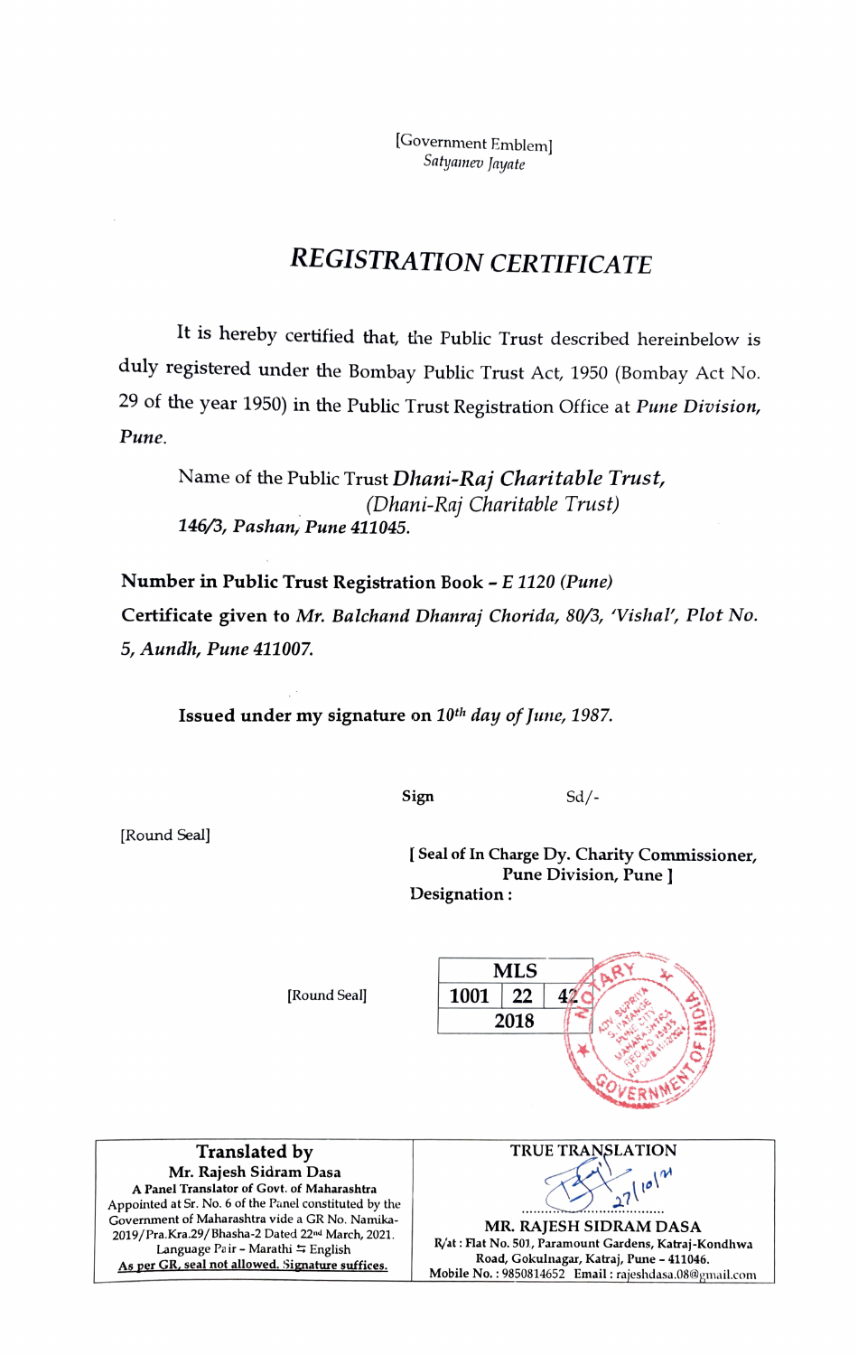[Government Emblem]
*Satyamev Jayate*

# *REGISTRATION CERTIFICATE*

It is hereby certified that, the Public Trust described hereinbelow is duly registered under the Bombay Public Trust Act, 1950 (Bombay Act No. 29 of the year 1950) in the Public Trust Registration Office at *Pune Division, Pune.*

Name of the Public Trust ***Dhani-Raj Charitable Trust,***
*(Dhani-Raj Charitable Trust)*
***146/3, Pashan, Pune 411045.***

**Number in Public Trust Registration Book –** ***E 1120 (Pune)***

**Certificate given to** ***Mr. Balchand Dhanraj Chorida, 80/3, 'Vishal', Plot No. 5, Aundh, Pune 411007.***

**Issued under my signature on** ***10th day of June, 1987.***

**Sign** Sd/-

[Round Seal]

**[ Seal of In Charge Dy. Charity Commissioner, Pune Division, Pune ]**

**Designation :**

[Round Seal]

| MLS | | |
|---|---|---|
| 1001 | 22 | 42 |
| 2018 | | |

NOTARY GOVERNMENT OF INDIA ADV SUPRIYA S. TATANGE PUNE CITY MAHARASHTRA REG NO 15935

| Translated by | TRUE TRANSLATION |
|---|---|
| **Mr. Rajesh Sidram Dasa**<br>**A Panel Translator of Govt. of Maharashtra**<br>Appointed at Sr. No. 6 of the Panel constituted by the Government of Maharashtra vide a GR No. Namika-2019/Pra.Kra.29/Bhasha-2 Dated 22nd March, 2021.<br>Language Pair – Marathi ⇆ English<br>**As per GR, seal not allowed. Signature suffices.** | 27/10/21<br>**MR. RAJESH SIDRAM DASA**<br>R/at : Flat No. 501, Paramount Gardens, Katraj-Kondhwa Road, Gokulnagar, Katraj, Pune – 411046.<br>Mobile No. : 9850814652 Email : rajeshdasa.08@gmail.com |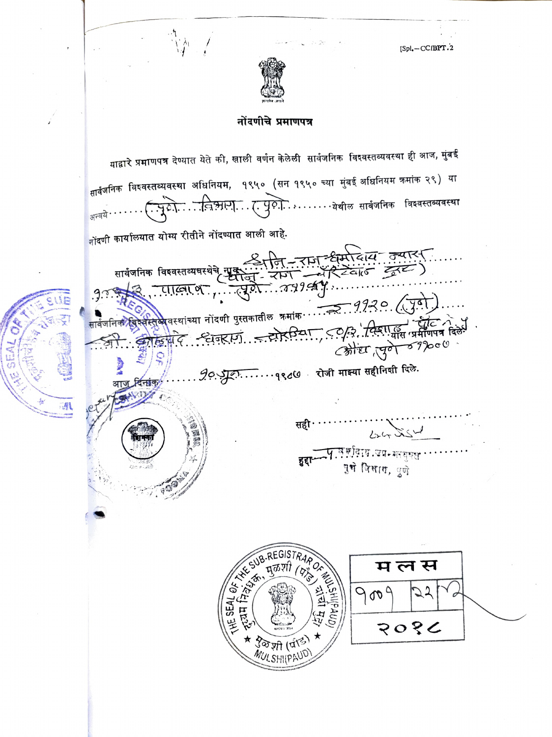[Spl.—CC/BPT.2

## नोंदणीचे प्रमाणपत्र

याद्वारे प्रमाणपत्र देण्यात येते की, खाली वर्णन केलेली सार्वजनिक विश्वस्तव्यवस्था ही आज, मुंबई सार्वजनिक विश्वस्तव्यवस्था अधिनियम, १९५० (सन १९५० च्या मुंबई अधिनियम क्रमांक २९) या अन्वये ....... पुणे विभाग, पुणे ....... येथील सार्वजनिक विश्वस्तव्यवस्था नोंदणी कार्यालयात योग्य रीतीने नोंदण्यात आली आहे.

सार्वजनिक विश्वस्तव्यवस्थेचे नाव ....... शांति-राज धर्मादाय न्यास (शांति-राज चॅरिटेबल ट्रस्ट) १२८/३, पाषाण, पुणे ४११०२१

सार्वजनिक विश्वस्तव्यवस्थांच्या नोंदणी पुस्तकातील क्रमांक ....... ई-११२० (पुणे)

श्री. शांतिचंद धनराज चोरडिया, ८०/३, विशाल ..... औंध, पुणे ४११००७ यास प्रमाणपत्र दिले.

आज दिनांक ....... १०-जून ....... १९८७ रोजी माझ्या सहीनिशी दिले.

सही .......

हुद्दा ....... प्रभारी उप-धर्मादाय आयुक्त
पुणे विभाग, पुणे

THE SEAL OF THE SUB-REGISTRAR OF MULSHI(PAUD)
दुय्यम निबंधक, मुळशी (पौंड) यांची मुद्रा
मुळशी (पौंड) MULSHI(PAUD)

| मलस | | |
|---|---|---|
| १००९ | २२ | २ |
| २०१८ | | |